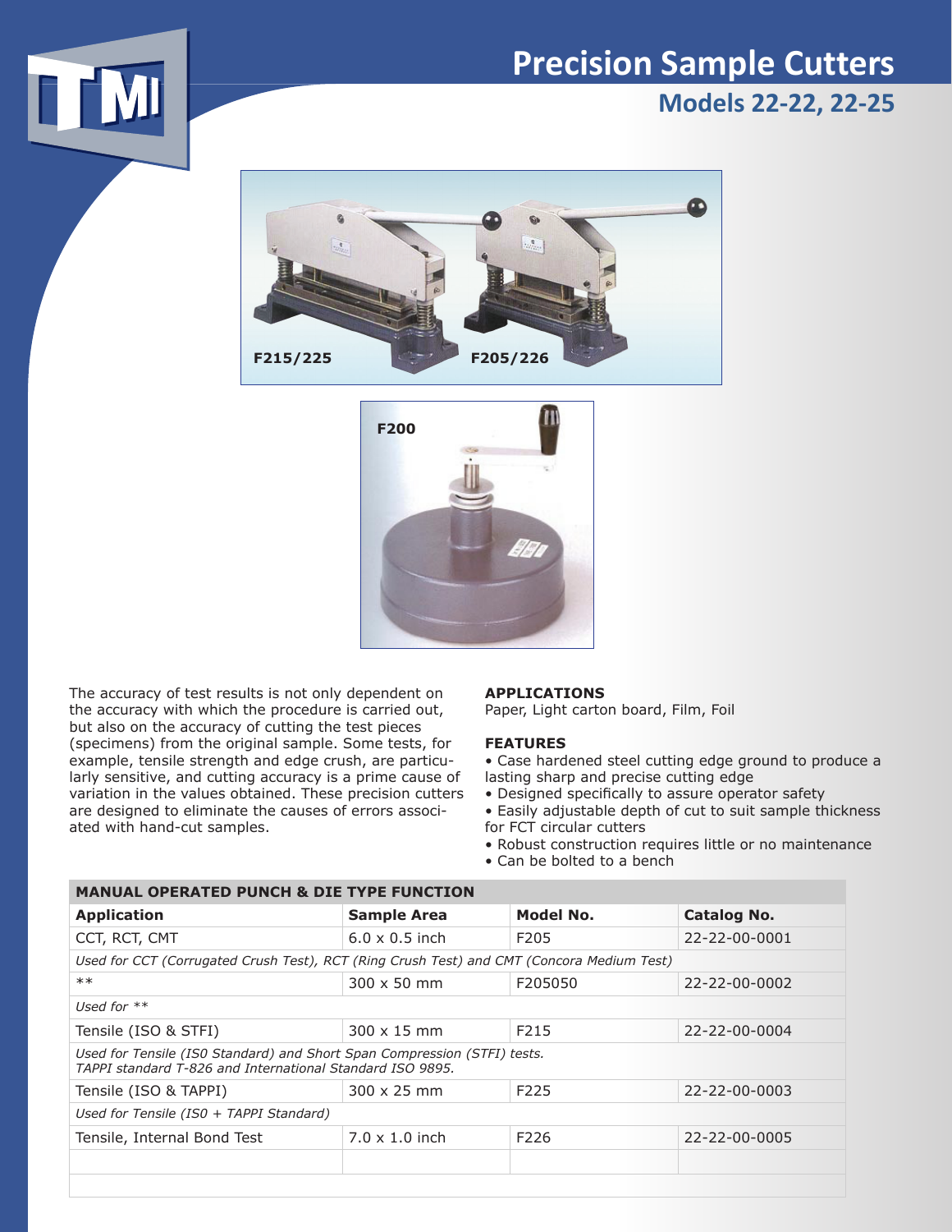# Precision Sample Cutters

## Models 22-22, 22-25

F215/225

F205/226

F200

The accuracy of test results is not only dependent on the accuracy with which the procedure is carried out, but also on the accuracy of cutting the test pieces (specimens) from the original sample. Some tests, for example, tensile strength and edge crush, are particularly sensitive, and cutting accuracy is a prime cause of variation in the values obtained. These precision cutters are designed to eliminate the causes of errors associated with hand-cut samples.

**APPLICATIONS**

Paper, Light carton board, Film, Foil

**FEATURES**

- Case hardened steel cutting edge ground to produce a lasting sharp and precise cutting edge
- Designed specifically to assure operator safety
- Easily adjustable depth of cut to suit sample thickness for FCT circular cutters
- Robust construction requires little or no maintenance
- Can be bolted to a bench

**MANUAL OPERATED PUNCH & DIE TYPE FUNCTION**

| Application | Sample Area | Model No. | Catalog No. |
|---|---|---|---|
| CCT, RCT, CMT | 6.0 x 0.5 inch | F205 | 22-22-00-0001 |
| *Used for CCT (Corrugated Crush Test), RCT (Ring Crush Test) and CMT (Concora Medium Test)* | | | |
| ** | 300 x 50 mm | F205050 | 22-22-00-0002 |
| *Used for ** * | | | |
| Tensile (ISO & STFI) | 300 x 15 mm | F215 | 22-22-00-0004 |
| *Used for Tensile (IS0 Standard) and Short Span Compression (STFI) tests. TAPPI standard T-826 and International Standard ISO 9895.* | | | |
| Tensile (ISO & TAPPI) | 300 x 25 mm | F225 | 22-22-00-0003 |
| *Used for Tensile (IS0 + TAPPI Standard)* | | | |
| Tensile, Internal Bond Test | 7.0 x 1.0 inch | F226 | 22-22-00-0005 |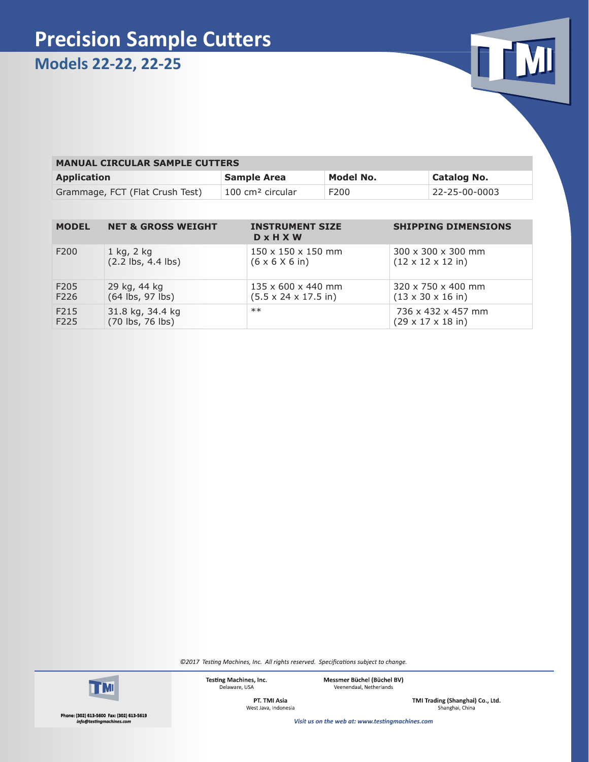# Precision Sample Cutters

## Models 22-22, 22-25

| MANUAL CIRCULAR SAMPLE CUTTERS | | | |
|---|---|---|---|
| **Application** | **Sample Area** | **Model No.** | **Catalog No.** |
| Grammage, FCT (Flat Crush Test) | 100 cm² circular | F200 | 22-25-00-0003 |

| MODEL | NET & GROSS WEIGHT | INSTRUMENT SIZE D x H X W | SHIPPING DIMENSIONS |
|---|---|---|---|
| F200 | 1 kg, 2 kg (2.2 lbs, 4.4 lbs) | 150 x 150 x 150 mm (6 x 6 X 6 in) | 300 x 300 x 300 mm (12 x 12 x 12 in) |
| F205 F226 | 29 kg, 44 kg (64 lbs, 97 lbs) | 135 x 600 x 440 mm (5.5 x 24 x 17.5 in) | 320 x 750 x 400 mm (13 x 30 x 16 in) |
| F215 F225 | 31.8 kg, 34.4 kg (70 lbs, 76 lbs) | ** | 736 x 432 x 457 mm (29 x 17 x 18 in) |

*©2017 Testing Machines, Inc. All rights reserved. Specifications subject to change.*

Phone: (302) 613-5600 Fax: (302) 613-5619
*info@testingmachines.com*

**Testing Machines, Inc.**
Delaware, USA

**Messmer Büchel (Büchel BV)**
Veenendaal, Netherlands

**PT. TMI Asia**
West Java, Indonesia

**TMI Trading (Shanghai) Co., Ltd.**
Shanghai, China

*Visit us on the web at: www.testingmachines.com*